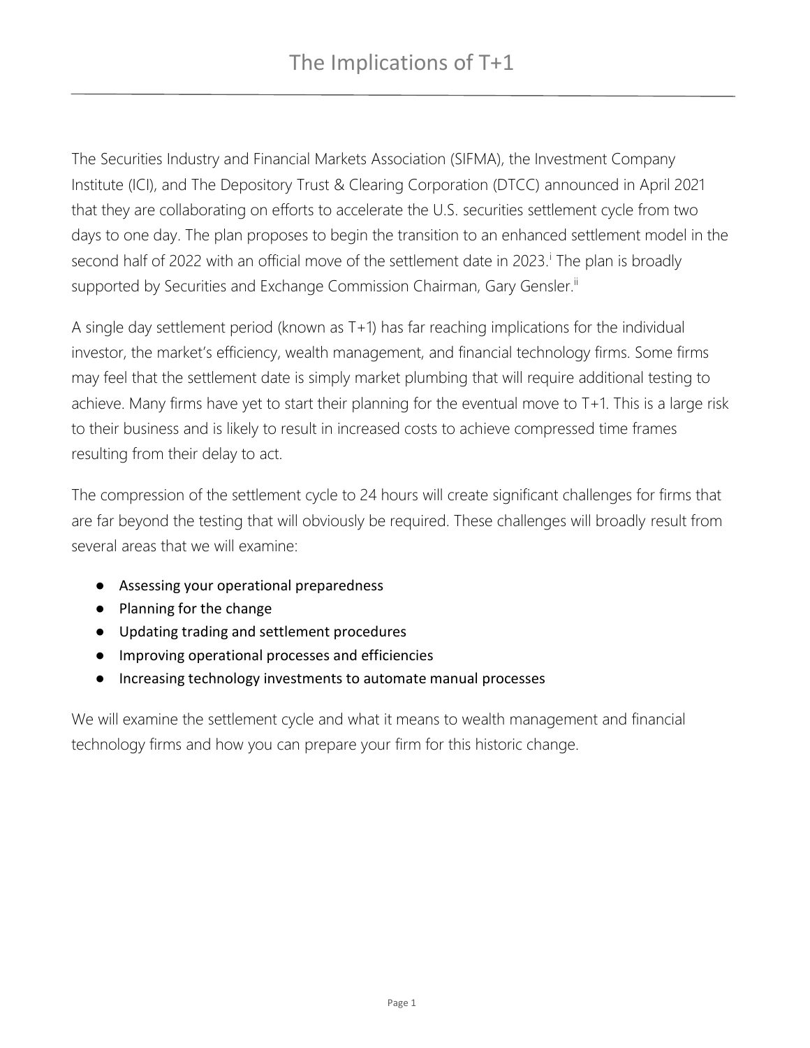# The Implications of T+1

The Securities Industry and Financial Markets Association (SIFMA), the Investment Company Institute (ICI), and The Depository Trust & Clearing Corporation (DTCC) announced in April 2021 that they are collaborating on efforts to accelerate the U.S. securities settlement cycle from two days to one day. The plan proposes to begin the transition to an enhanced settlement model in the second half of 2022 with an official move of the settlement date in 2023.[i] The plan is broadly supported by Securities and Exchange Commission Chairman, Gary Gensler.[ii]

A single day settlement period (known as T+1) has far reaching implications for the individual investor, the market's efficiency, wealth management, and financial technology firms. Some firms may feel that the settlement date is simply market plumbing that will require additional testing to achieve. Many firms have yet to start their planning for the eventual move to T+1. This is a large risk to their business and is likely to result in increased costs to achieve compressed time frames resulting from their delay to act.

The compression of the settlement cycle to 24 hours will create significant challenges for firms that are far beyond the testing that will obviously be required. These challenges will broadly result from several areas that we will examine:

- Assessing your operational preparedness
- Planning for the change
- Updating trading and settlement procedures
- Improving operational processes and efficiencies
- Increasing technology investments to automate manual processes

We will examine the settlement cycle and what it means to wealth management and financial technology firms and how you can prepare your firm for this historic change.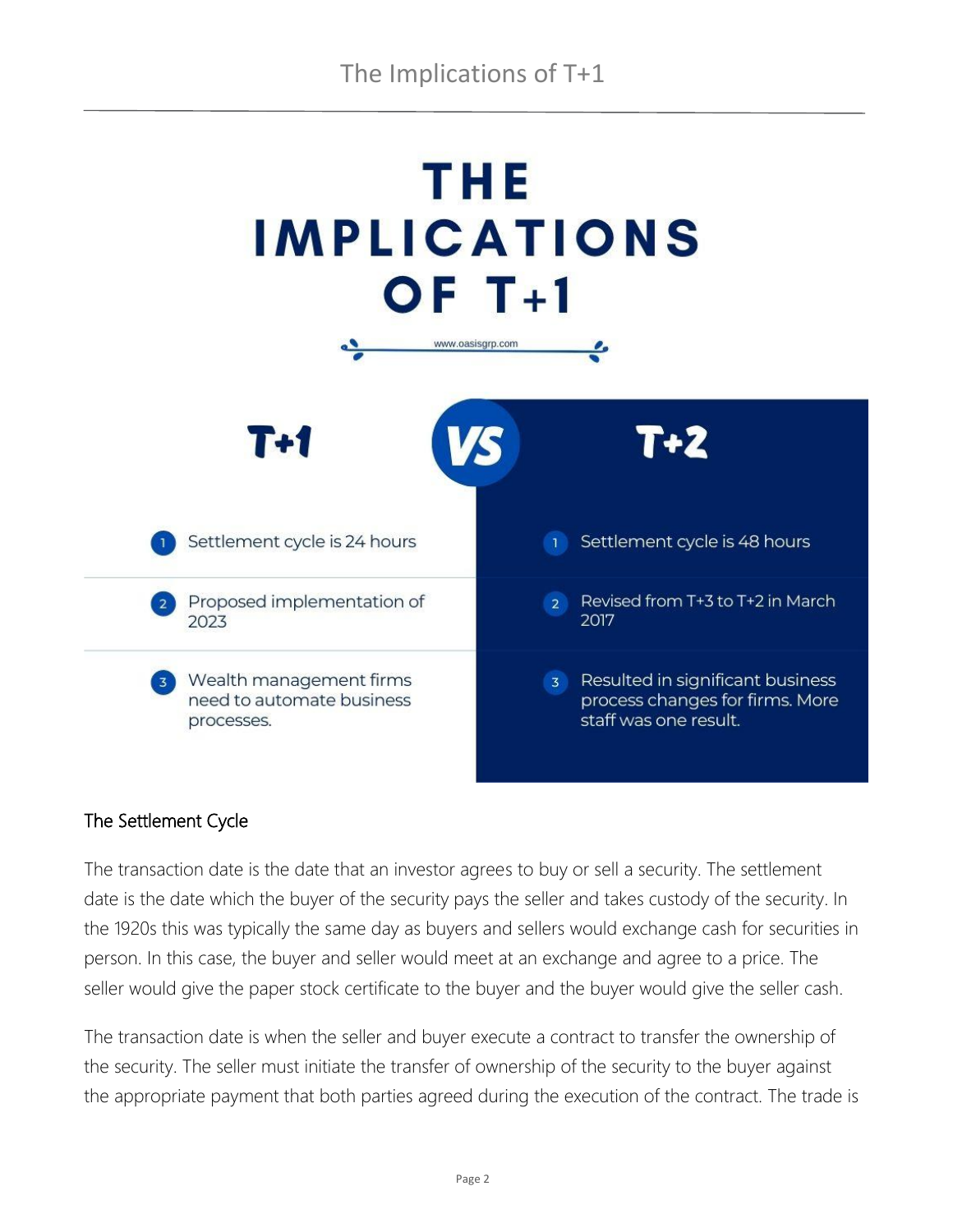# THE IMPLICATIONS OF T+1

www.oasisgrp.com

| T+1 | T+2 |
| --- | --- |
| 1 Settlement cycle is 24 hours | 1 Settlement cycle is 48 hours |
| 2 Proposed implementation of 2023 | 2 Revised from T+3 to T+2 in March 2017 |
| 3 Wealth management firms need to automate business processes. | 3 Resulted in significant business process changes for firms. More staff was one result. |

## The Settlement Cycle

The transaction date is the date that an investor agrees to buy or sell a security. The settlement date is the date which the buyer of the security pays the seller and takes custody of the security. In the 1920s this was typically the same day as buyers and sellers would exchange cash for securities in person. In this case, the buyer and seller would meet at an exchange and agree to a price. The seller would give the paper stock certificate to the buyer and the buyer would give the seller cash.

The transaction date is when the seller and buyer execute a contract to transfer the ownership of the security. The seller must initiate the transfer of ownership of the security to the buyer against the appropriate payment that both parties agreed during the execution of the contract. The trade is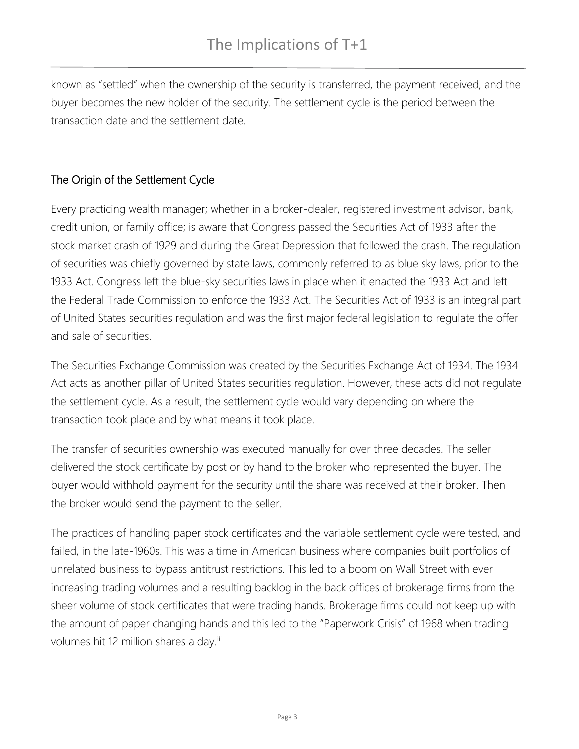known as "settled" when the ownership of the security is transferred, the payment received, and the buyer becomes the new holder of the security. The settlement cycle is the period between the transaction date and the settlement date.

## The Origin of the Settlement Cycle

Every practicing wealth manager; whether in a broker-dealer, registered investment advisor, bank, credit union, or family office; is aware that Congress passed the Securities Act of 1933 after the stock market crash of 1929 and during the Great Depression that followed the crash. The regulation of securities was chiefly governed by state laws, commonly referred to as blue sky laws, prior to the 1933 Act. Congress left the blue-sky securities laws in place when it enacted the 1933 Act and left the Federal Trade Commission to enforce the 1933 Act. The Securities Act of 1933 is an integral part of United States securities regulation and was the first major federal legislation to regulate the offer and sale of securities.

The Securities Exchange Commission was created by the Securities Exchange Act of 1934. The 1934 Act acts as another pillar of United States securities regulation. However, these acts did not regulate the settlement cycle. As a result, the settlement cycle would vary depending on where the transaction took place and by what means it took place.

The transfer of securities ownership was executed manually for over three decades. The seller delivered the stock certificate by post or by hand to the broker who represented the buyer. The buyer would withhold payment for the security until the share was received at their broker. Then the broker would send the payment to the seller.

The practices of handling paper stock certificates and the variable settlement cycle were tested, and failed, in the late-1960s. This was a time in American business where companies built portfolios of unrelated business to bypass antitrust restrictions. This led to a boom on Wall Street with ever increasing trading volumes and a resulting backlog in the back offices of brokerage firms from the sheer volume of stock certificates that were trading hands. Brokerage firms could not keep up with the amount of paper changing hands and this led to the "Paperwork Crisis" of 1968 when trading volumes hit 12 million shares a day.[iii]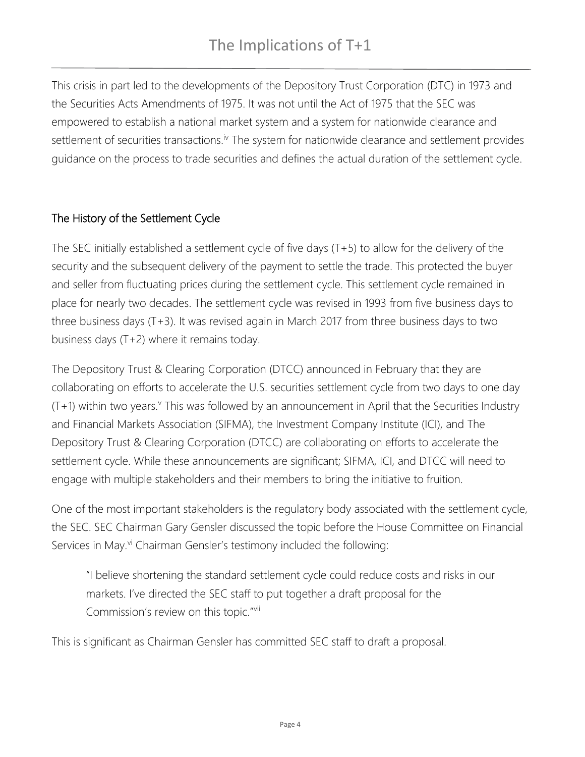This crisis in part led to the developments of the Depository Trust Corporation (DTC) in 1973 and the Securities Acts Amendments of 1975. It was not until the Act of 1975 that the SEC was empowered to establish a national market system and a system for nationwide clearance and settlement of securities transactions.[iv] The system for nationwide clearance and settlement provides guidance on the process to trade securities and defines the actual duration of the settlement cycle.

## The History of the Settlement Cycle

The SEC initially established a settlement cycle of five days (T+5) to allow for the delivery of the security and the subsequent delivery of the payment to settle the trade. This protected the buyer and seller from fluctuating prices during the settlement cycle. This settlement cycle remained in place for nearly two decades. The settlement cycle was revised in 1993 from five business days to three business days (T+3). It was revised again in March 2017 from three business days to two business days (T+2) where it remains today.

The Depository Trust & Clearing Corporation (DTCC) announced in February that they are collaborating on efforts to accelerate the U.S. securities settlement cycle from two days to one day (T+1) within two years.[v] This was followed by an announcement in April that the Securities Industry and Financial Markets Association (SIFMA), the Investment Company Institute (ICI), and The Depository Trust & Clearing Corporation (DTCC) are collaborating on efforts to accelerate the settlement cycle. While these announcements are significant; SIFMA, ICI, and DTCC will need to engage with multiple stakeholders and their members to bring the initiative to fruition.

One of the most important stakeholders is the regulatory body associated with the settlement cycle, the SEC. SEC Chairman Gary Gensler discussed the topic before the House Committee on Financial Services in May.[vi] Chairman Gensler's testimony included the following:

> "I believe shortening the standard settlement cycle could reduce costs and risks in our markets. I've directed the SEC staff to put together a draft proposal for the Commission's review on this topic."[vii]

This is significant as Chairman Gensler has committed SEC staff to draft a proposal.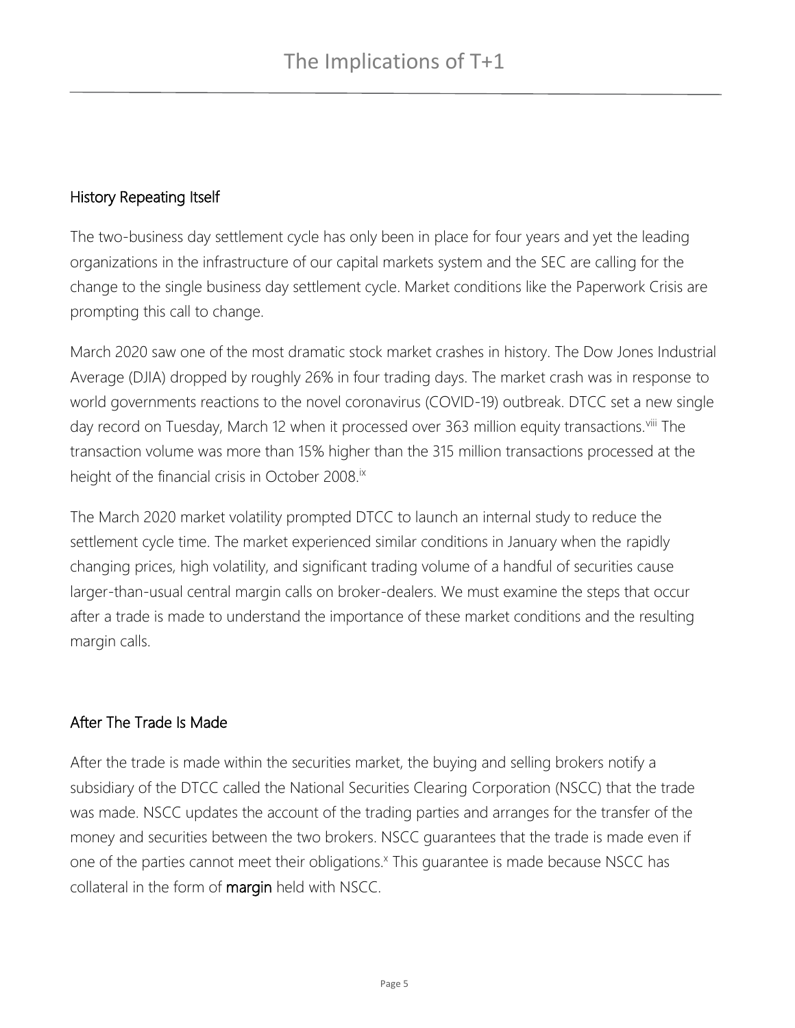## History Repeating Itself

The two-business day settlement cycle has only been in place for four years and yet the leading organizations in the infrastructure of our capital markets system and the SEC are calling for the change to the single business day settlement cycle. Market conditions like the Paperwork Crisis are prompting this call to change.

March 2020 saw one of the most dramatic stock market crashes in history. The Dow Jones Industrial Average (DJIA) dropped by roughly 26% in four trading days. The market crash was in response to world governments reactions to the novel coronavirus (COVID-19) outbreak. DTCC set a new single day record on Tuesday, March 12 when it processed over 363 million equity transactions.[viii] The transaction volume was more than 15% higher than the 315 million transactions processed at the height of the financial crisis in October 2008.[ix]

The March 2020 market volatility prompted DTCC to launch an internal study to reduce the settlement cycle time. The market experienced similar conditions in January when the rapidly changing prices, high volatility, and significant trading volume of a handful of securities cause larger-than-usual central margin calls on broker-dealers. We must examine the steps that occur after a trade is made to understand the importance of these market conditions and the resulting margin calls.

## After The Trade Is Made

After the trade is made within the securities market, the buying and selling brokers notify a subsidiary of the DTCC called the National Securities Clearing Corporation (NSCC) that the trade was made. NSCC updates the account of the trading parties and arranges for the transfer of the money and securities between the two brokers. NSCC guarantees that the trade is made even if one of the parties cannot meet their obligations.[x] This guarantee is made because NSCC has collateral in the form of **margin** held with NSCC.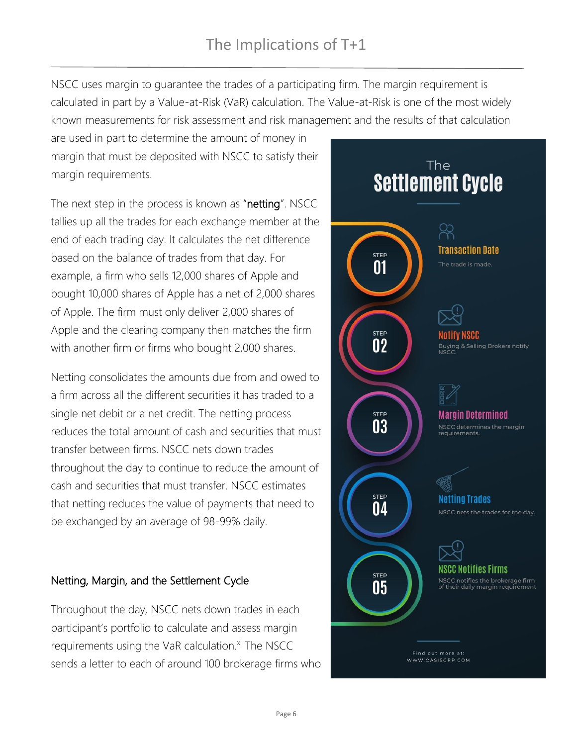NSCC uses margin to guarantee the trades of a participating firm. The margin requirement is calculated in part by a Value-at-Risk (VaR) calculation. The Value-at-Risk is one of the most widely known measurements for risk assessment and risk management and the results of that calculation are used in part to determine the amount of money in margin that must be deposited with NSCC to satisfy their margin requirements.

The next step in the process is known as "**netting**". NSCC tallies up all the trades for each exchange member at the end of each trading day. It calculates the net difference based on the balance of trades from that day. For example, a firm who sells 12,000 shares of Apple and bought 10,000 shares of Apple has a net of 2,000 shares of Apple. The firm must only deliver 2,000 shares of Apple and the clearing company then matches the firm with another firm or firms who bought 2,000 shares.

Netting consolidates the amounts due from and owed to a firm across all the different securities it has traded to a single net debit or a net credit. The netting process reduces the total amount of cash and securities that must transfer between firms. NSCC nets down trades throughout the day to continue to reduce the amount of cash and securities that must transfer. NSCC estimates that netting reduces the value of payments that need to be exchanged by an average of 98-99% daily.

The Settlement Cycle

STEP 01 — Transaction Date: The trade is made.

STEP 02 — Notify NSCC: Buying & Selling Brokers notify NSCC.

STEP 03 — Margin Determined: NSCC determines the margin requirements.

STEP 04 — Netting Trades: NSCC nets the trades for the day.

STEP 05 — NSCC Notifies Firms: NSCC notifies the brokerage firm of their daily margin requirement

Find out more at: WWW.OASISGRP.COM

### Netting, Margin, and the Settlement Cycle

Throughout the day, NSCC nets down trades in each participant's portfolio to calculate and assess margin requirements using the VaR calculation.[xi] The NSCC sends a letter to each of around 100 brokerage firms who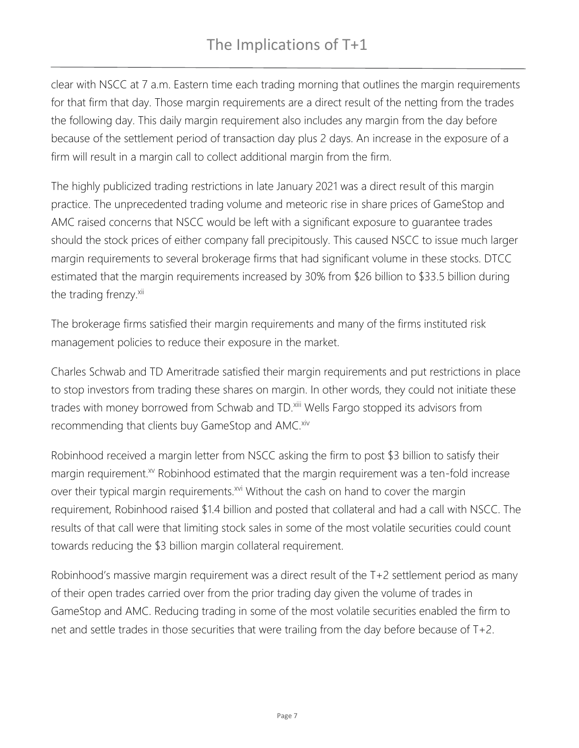clear with NSCC at 7 a.m. Eastern time each trading morning that outlines the margin requirements for that firm that day. Those margin requirements are a direct result of the netting from the trades the following day. This daily margin requirement also includes any margin from the day before because of the settlement period of transaction day plus 2 days. An increase in the exposure of a firm will result in a margin call to collect additional margin from the firm.

The highly publicized trading restrictions in late January 2021 was a direct result of this margin practice. The unprecedented trading volume and meteoric rise in share prices of GameStop and AMC raised concerns that NSCC would be left with a significant exposure to guarantee trades should the stock prices of either company fall precipitously. This caused NSCC to issue much larger margin requirements to several brokerage firms that had significant volume in these stocks. DTCC estimated that the margin requirements increased by 30% from $26 billion to $33.5 billion during the trading frenzy.[xii]

The brokerage firms satisfied their margin requirements and many of the firms instituted risk management policies to reduce their exposure in the market.

Charles Schwab and TD Ameritrade satisfied their margin requirements and put restrictions in place to stop investors from trading these shares on margin. In other words, they could not initiate these trades with money borrowed from Schwab and TD.[xiii] Wells Fargo stopped its advisors from recommending that clients buy GameStop and AMC.[xiv]

Robinhood received a margin letter from NSCC asking the firm to post $3 billion to satisfy their margin requirement.[xv] Robinhood estimated that the margin requirement was a ten-fold increase over their typical margin requirements.[xvi] Without the cash on hand to cover the margin requirement, Robinhood raised $1.4 billion and posted that collateral and had a call with NSCC. The results of that call were that limiting stock sales in some of the most volatile securities could count towards reducing the $3 billion margin collateral requirement.

Robinhood's massive margin requirement was a direct result of the T+2 settlement period as many of their open trades carried over from the prior trading day given the volume of trades in GameStop and AMC. Reducing trading in some of the most volatile securities enabled the firm to net and settle trades in those securities that were trailing from the day before because of T+2.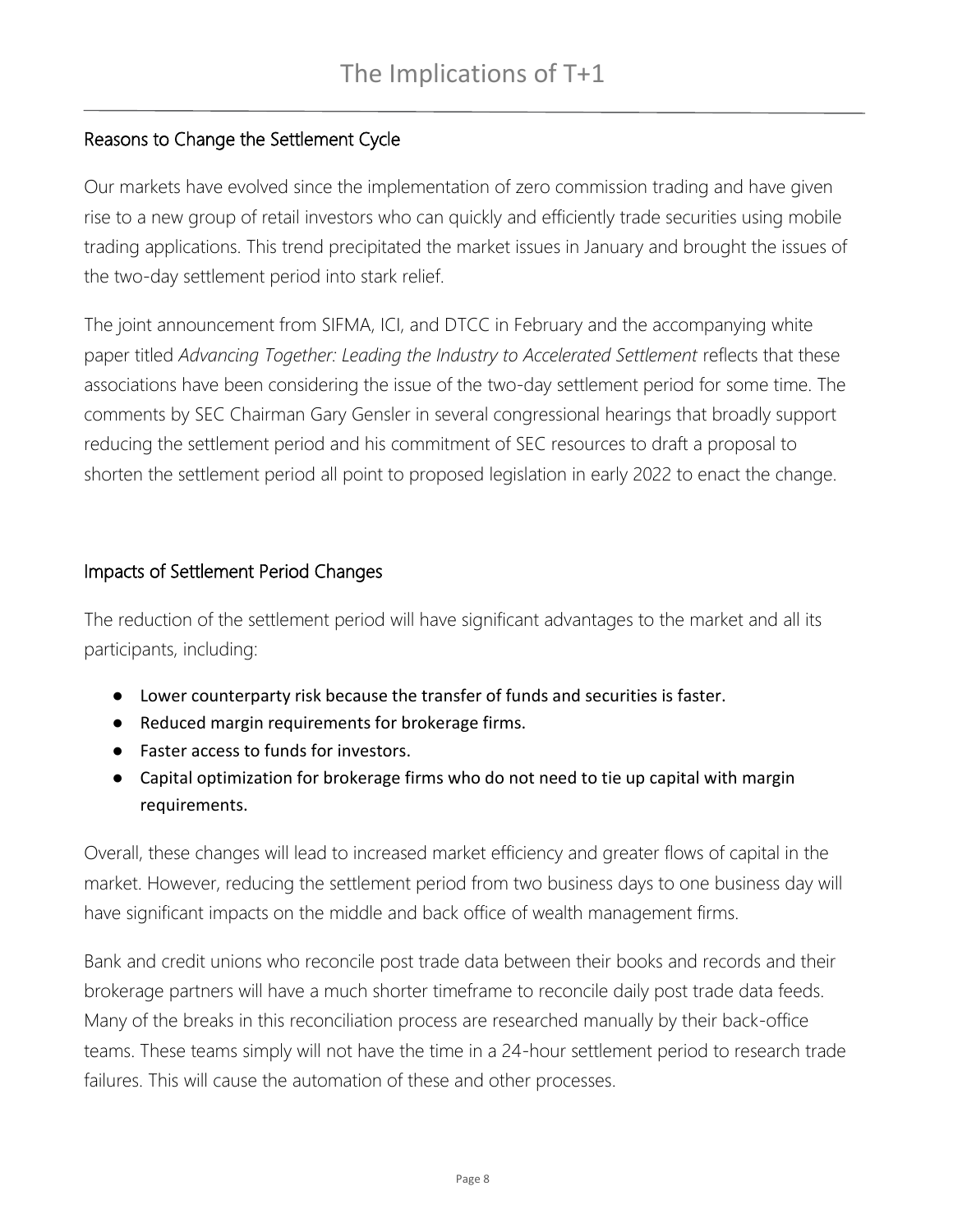# The Implications of T+1

## Reasons to Change the Settlement Cycle

Our markets have evolved since the implementation of zero commission trading and have given rise to a new group of retail investors who can quickly and efficiently trade securities using mobile trading applications. This trend precipitated the market issues in January and brought the issues of the two-day settlement period into stark relief.

The joint announcement from SIFMA, ICI, and DTCC in February and the accompanying white paper titled *Advancing Together: Leading the Industry to Accelerated Settlement* reflects that these associations have been considering the issue of the two-day settlement period for some time. The comments by SEC Chairman Gary Gensler in several congressional hearings that broadly support reducing the settlement period and his commitment of SEC resources to draft a proposal to shorten the settlement period all point to proposed legislation in early 2022 to enact the change.

## Impacts of Settlement Period Changes

The reduction of the settlement period will have significant advantages to the market and all its participants, including:

- Lower counterparty risk because the transfer of funds and securities is faster.
- Reduced margin requirements for brokerage firms.
- Faster access to funds for investors.
- Capital optimization for brokerage firms who do not need to tie up capital with margin requirements.

Overall, these changes will lead to increased market efficiency and greater flows of capital in the market. However, reducing the settlement period from two business days to one business day will have significant impacts on the middle and back office of wealth management firms.

Bank and credit unions who reconcile post trade data between their books and records and their brokerage partners will have a much shorter timeframe to reconcile daily post trade data feeds. Many of the breaks in this reconciliation process are researched manually by their back-office teams. These teams simply will not have the time in a 24-hour settlement period to research trade failures. This will cause the automation of these and other processes.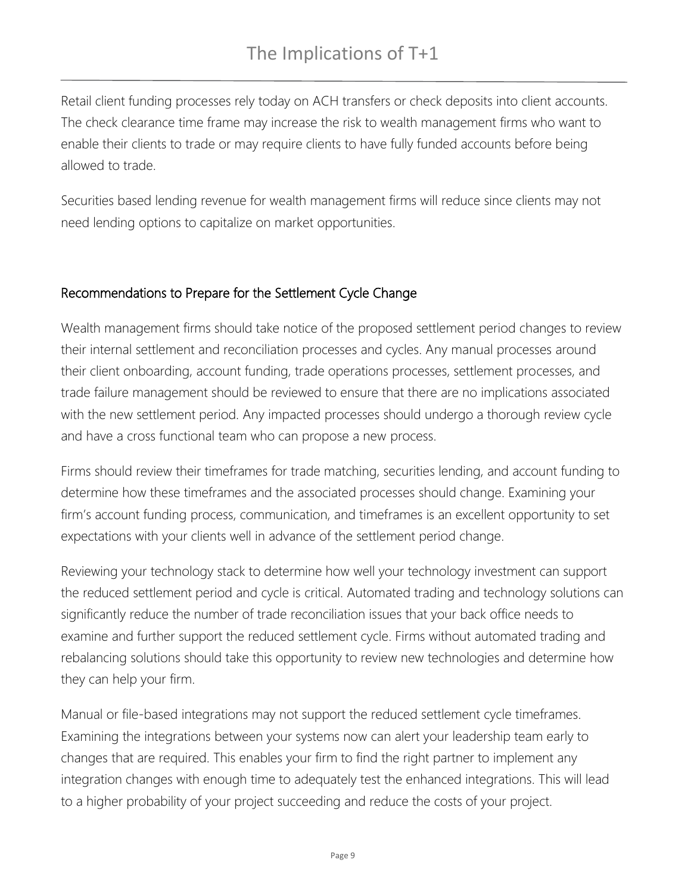Retail client funding processes rely today on ACH transfers or check deposits into client accounts. The check clearance time frame may increase the risk to wealth management firms who want to enable their clients to trade or may require clients to have fully funded accounts before being allowed to trade.

Securities based lending revenue for wealth management firms will reduce since clients may not need lending options to capitalize on market opportunities.

## Recommendations to Prepare for the Settlement Cycle Change

Wealth management firms should take notice of the proposed settlement period changes to review their internal settlement and reconciliation processes and cycles. Any manual processes around their client onboarding, account funding, trade operations processes, settlement processes, and trade failure management should be reviewed to ensure that there are no implications associated with the new settlement period. Any impacted processes should undergo a thorough review cycle and have a cross functional team who can propose a new process.

Firms should review their timeframes for trade matching, securities lending, and account funding to determine how these timeframes and the associated processes should change. Examining your firm's account funding process, communication, and timeframes is an excellent opportunity to set expectations with your clients well in advance of the settlement period change.

Reviewing your technology stack to determine how well your technology investment can support the reduced settlement period and cycle is critical. Automated trading and technology solutions can significantly reduce the number of trade reconciliation issues that your back office needs to examine and further support the reduced settlement cycle. Firms without automated trading and rebalancing solutions should take this opportunity to review new technologies and determine how they can help your firm.

Manual or file-based integrations may not support the reduced settlement cycle timeframes. Examining the integrations between your systems now can alert your leadership team early to changes that are required. This enables your firm to find the right partner to implement any integration changes with enough time to adequately test the enhanced integrations. This will lead to a higher probability of your project succeeding and reduce the costs of your project.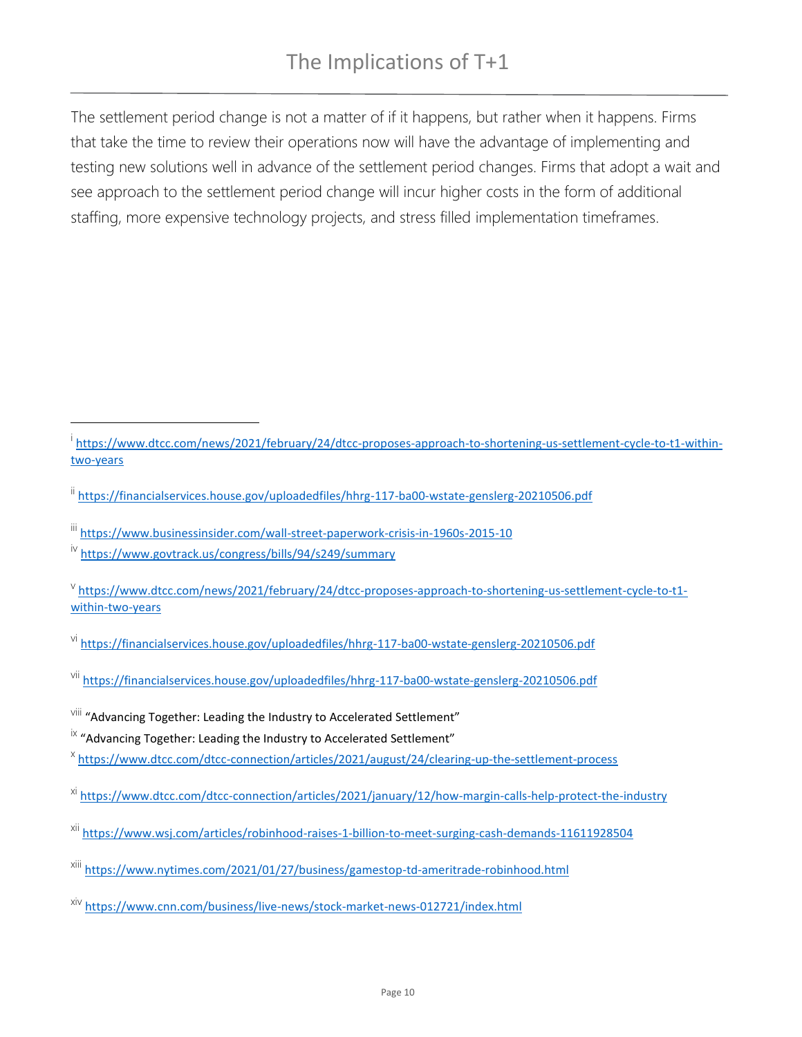# The Implications of T+1

The settlement period change is not a matter of if it happens, but rather when it happens. Firms that take the time to review their operations now will have the advantage of implementing and testing new solutions well in advance of the settlement period changes. Firms that adopt a wait and see approach to the settlement period change will incur higher costs in the form of additional staffing, more expensive technology projects, and stress filled implementation timeframes.

---

[i] https://www.dtcc.com/news/2021/february/24/dtcc-proposes-approach-to-shortening-us-settlement-cycle-to-t1-within-two-years

[ii] https://financialservices.house.gov/uploadedfiles/hhrg-117-ba00-wstate-genslerg-20210506.pdf

[iii] https://www.businessinsider.com/wall-street-paperwork-crisis-in-1960s-2015-10

[iv] https://www.govtrack.us/congress/bills/94/s249/summary

[v] https://www.dtcc.com/news/2021/february/24/dtcc-proposes-approach-to-shortening-us-settlement-cycle-to-t1-within-two-years

[vi] https://financialservices.house.gov/uploadedfiles/hhrg-117-ba00-wstate-genslerg-20210506.pdf

[vii] https://financialservices.house.gov/uploadedfiles/hhrg-117-ba00-wstate-genslerg-20210506.pdf

[viii] "Advancing Together: Leading the Industry to Accelerated Settlement"

[ix] "Advancing Together: Leading the Industry to Accelerated Settlement"

[x] https://www.dtcc.com/dtcc-connection/articles/2021/august/24/clearing-up-the-settlement-process

[xi] https://www.dtcc.com/dtcc-connection/articles/2021/january/12/how-margin-calls-help-protect-the-industry

[xii] https://www.wsj.com/articles/robinhood-raises-1-billion-to-meet-surging-cash-demands-11611928504

[xiii] https://www.nytimes.com/2021/01/27/business/gamestop-td-ameritrade-robinhood.html

[xiv] https://www.cnn.com/business/live-news/stock-market-news-012721/index.html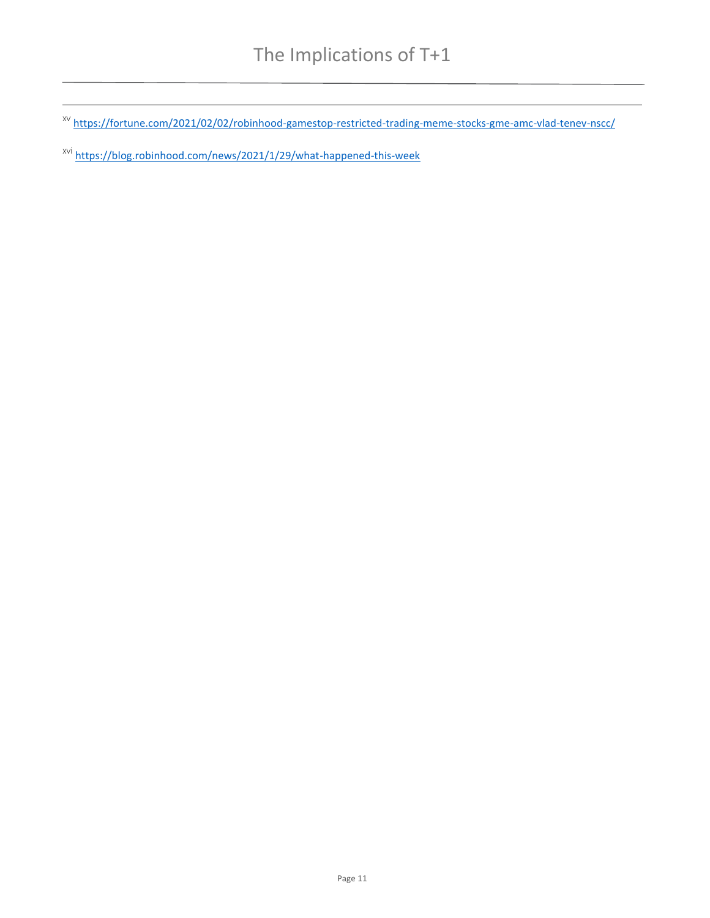[xv] https://fortune.com/2021/02/02/robinhood-gamestop-restricted-trading-meme-stocks-gme-amc-vlad-tenev-nscc/

[xvi] https://blog.robinhood.com/news/2021/1/29/what-happened-this-week